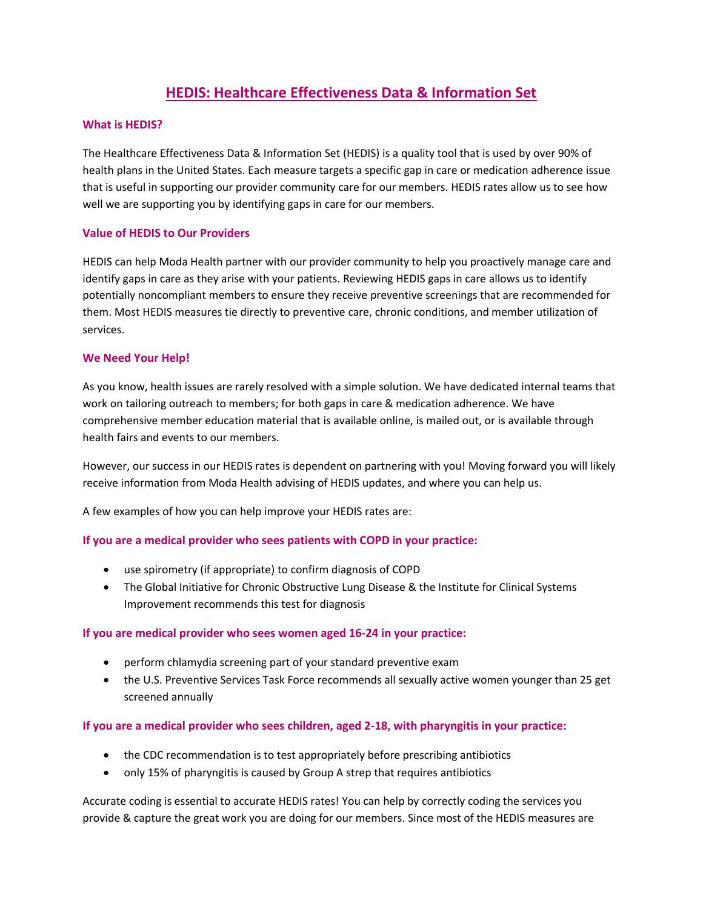# HEDIS: Healthcare Effectiveness Data & Information Set

### What is HEDIS?

The Healthcare Effectiveness Data & Information Set (HEDIS) is a quality tool that is used by over 90% of health plans in the United States. Each measure targets a specific gap in care or medication adherence issue that is useful in supporting our provider community care for our members. HEDIS rates allow us to see how well we are supporting you by identifying gaps in care for our members.

### Value of HEDIS to Our Providers

HEDIS can help Moda Health partner with our provider community to help you proactively manage care and identify gaps in care as they arise with your patients. Reviewing HEDIS gaps in care allows us to identify potentially noncompliant members to ensure they receive preventive screenings that are recommended for them. Most HEDIS measures tie directly to preventive care, chronic conditions, and member utilization of services.

### We Need Your Help!

As you know, health issues are rarely resolved with a simple solution. We have dedicated internal teams that work on tailoring outreach to members; for both gaps in care & medication adherence. We have comprehensive member education material that is available online, is mailed out, or is available through health fairs and events to our members.

However, our success in our HEDIS rates is dependent on partnering with you! Moving forward you will likely receive information from Moda Health advising of HEDIS updates, and where you can help us.

A few examples of how you can help improve your HEDIS rates are:

### If you are a medical provider who sees patients with COPD in your practice:

- use spirometry (if appropriate) to confirm diagnosis of COPD
- The Global Initiative for Chronic Obstructive Lung Disease & the Institute for Clinical Systems Improvement recommends this test for diagnosis

### If you are medical provider who sees women aged 16-24 in your practice:

- perform chlamydia screening part of your standard preventive exam
- the U.S. Preventive Services Task Force recommends all sexually active women younger than 25 get screened annually

### If you are a medical provider who sees children, aged 2-18, with pharyngitis in your practice:

- the CDC recommendation is to test appropriately before prescribing antibiotics
- only 15% of pharyngitis is caused by Group A strep that requires antibiotics

Accurate coding is essential to accurate HEDIS rates! You can help by correctly coding the services you provide & capture the great work you are doing for our members. Since most of the HEDIS measures are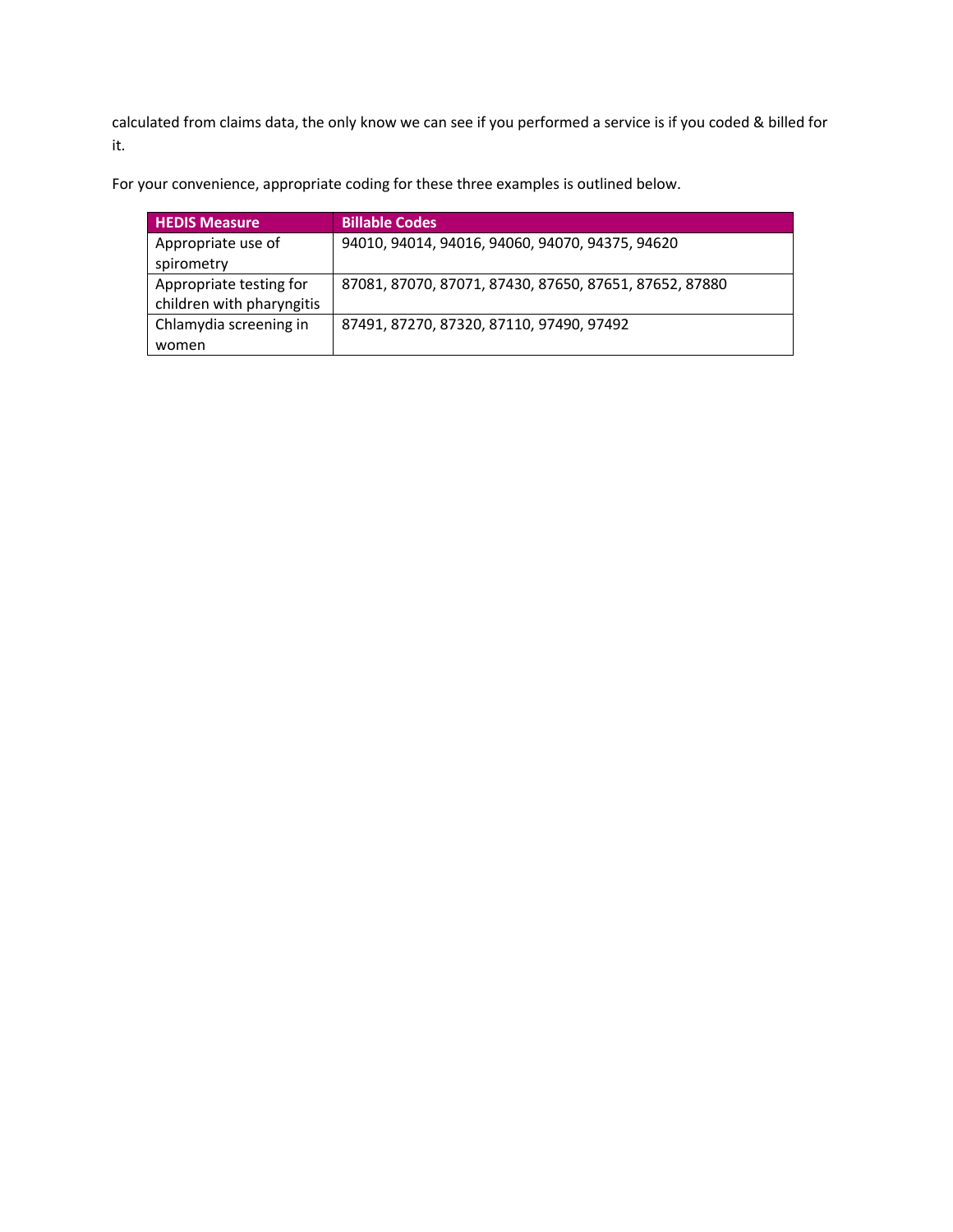calculated from claims data, the only know we can see if you performed a service is if you coded & billed for it.

For your convenience, appropriate coding for these three examples is outlined below.

| HEDIS Measure | Billable Codes |
| --- | --- |
| Appropriate use of spirometry | 94010, 94014, 94016, 94060, 94070, 94375, 94620 |
| Appropriate testing for children with pharyngitis | 87081, 87070, 87071, 87430, 87650, 87651, 87652, 87880 |
| Chlamydia screening in women | 87491, 87270, 87320, 87110, 97490, 97492 |